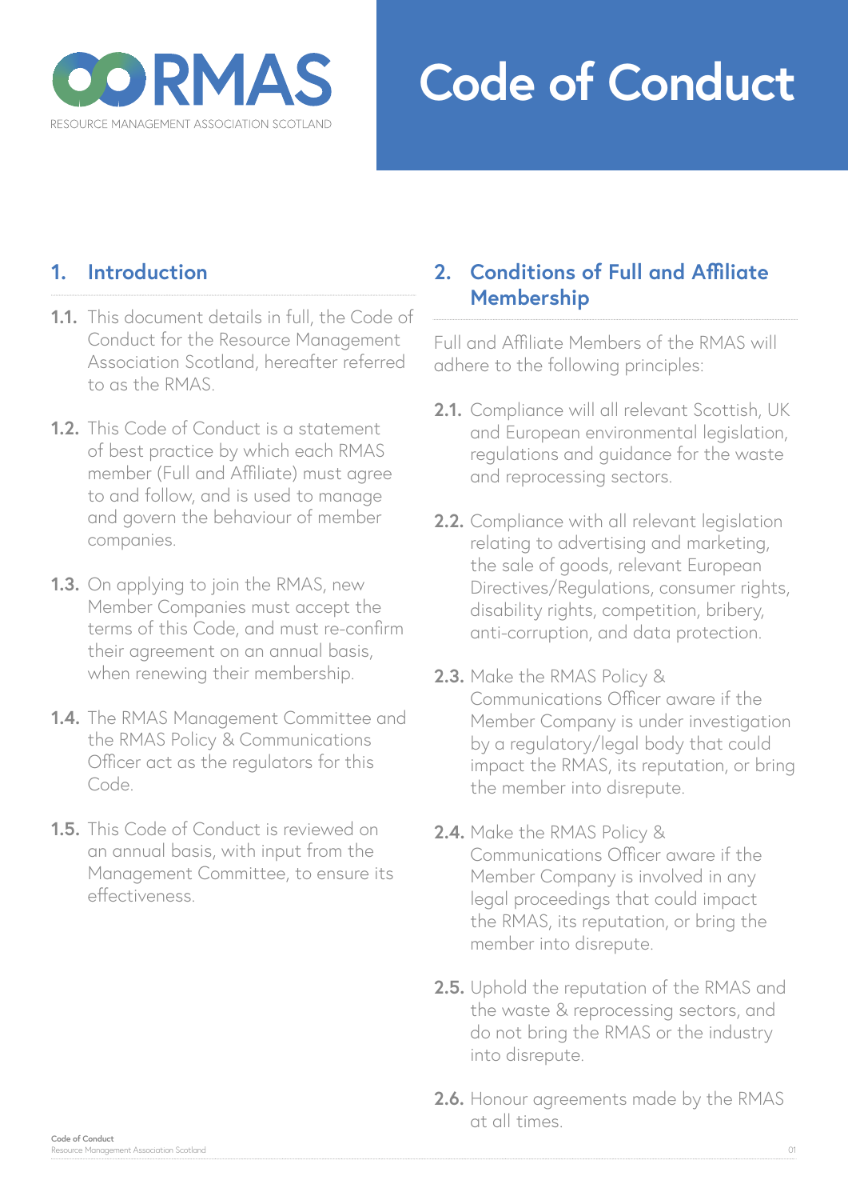RMAS

RESOURCE MANAGEMENT ASSOCIATION SCOTLAND

# Code of Conduct

## 1. Introduction

**1.1.** This document details in full, the Code of Conduct for the Resource Management Association Scotland, hereafter referred to as the RMAS.

**1.2.** This Code of Conduct is a statement of best practice by which each RMAS member (Full and Affiliate) must agree to and follow, and is used to manage and govern the behaviour of member companies.

**1.3.** On applying to join the RMAS, new Member Companies must accept the terms of this Code, and must re-confirm their agreement on an annual basis, when renewing their membership.

**1.4.** The RMAS Management Committee and the RMAS Policy & Communications Officer act as the regulators for this Code.

**1.5.** This Code of Conduct is reviewed on an annual basis, with input from the Management Committee, to ensure its effectiveness.

## 2. Conditions of Full and Affiliate Membership

Full and Affiliate Members of the RMAS will adhere to the following principles:

**2.1.** Compliance will all relevant Scottish, UK and European environmental legislation, regulations and guidance for the waste and reprocessing sectors.

**2.2.** Compliance with all relevant legislation relating to advertising and marketing, the sale of goods, relevant European Directives/Regulations, consumer rights, disability rights, competition, bribery, anti-corruption, and data protection.

**2.3.** Make the RMAS Policy & Communications Officer aware if the Member Company is under investigation by a regulatory/legal body that could impact the RMAS, its reputation, or bring the member into disrepute.

**2.4.** Make the RMAS Policy & Communications Officer aware if the Member Company is involved in any legal proceedings that could impact the RMAS, its reputation, or bring the member into disrepute.

**2.5.** Uphold the reputation of the RMAS and the waste & reprocessing sectors, and do not bring the RMAS or the industry into disrepute.

**2.6.** Honour agreements made by the RMAS at all times.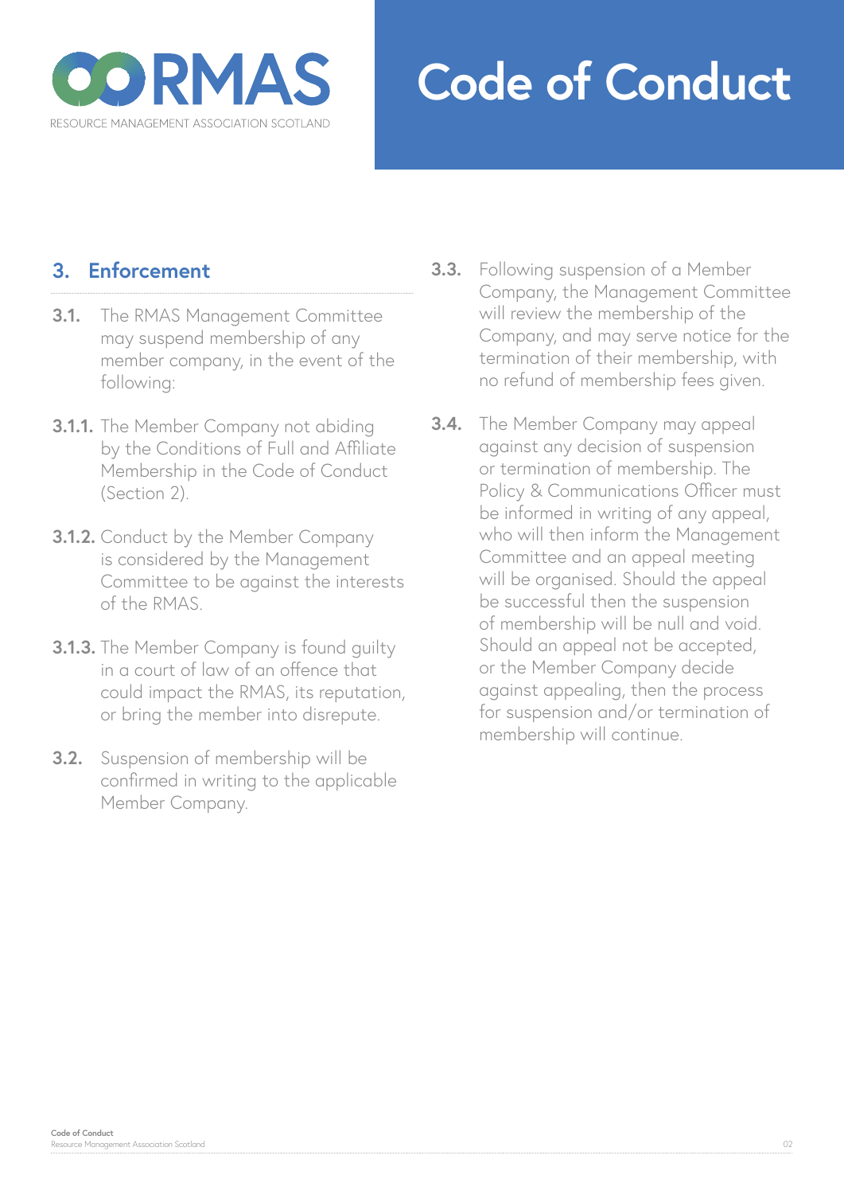# Code of Conduct

## 3. Enforcement

**3.1.** The RMAS Management Committee may suspend membership of any member company, in the event of the following:

**3.1.1.** The Member Company not abiding by the Conditions of Full and Affiliate Membership in the Code of Conduct (Section 2).

**3.1.2.** Conduct by the Member Company is considered by the Management Committee to be against the interests of the RMAS.

**3.1.3.** The Member Company is found guilty in a court of law of an offence that could impact the RMAS, its reputation, or bring the member into disrepute.

**3.2.** Suspension of membership will be confirmed in writing to the applicable Member Company.

**3.3.** Following suspension of a Member Company, the Management Committee will review the membership of the Company, and may serve notice for the termination of their membership, with no refund of membership fees given.

**3.4.** The Member Company may appeal against any decision of suspension or termination of membership. The Policy & Communications Officer must be informed in writing of any appeal, who will then inform the Management Committee and an appeal meeting will be organised. Should the appeal be successful then the suspension of membership will be null and void. Should an appeal not be accepted, or the Member Company decide against appealing, then the process for suspension and/or termination of membership will continue.